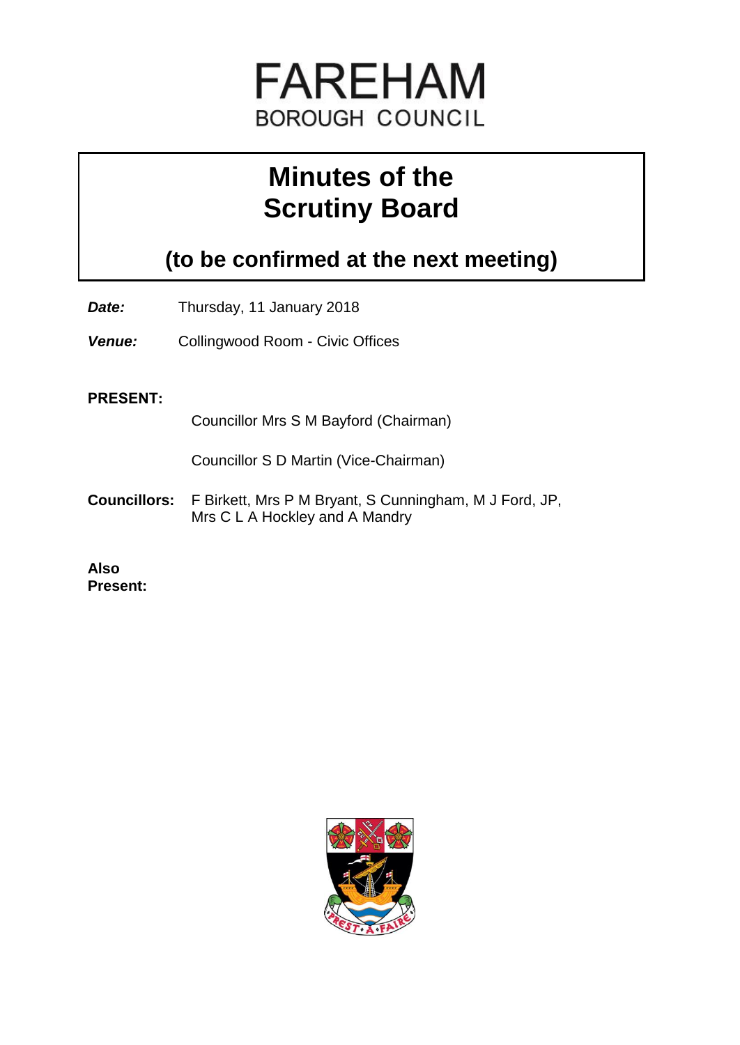# FAREHAM
BOROUGH COUNCIL

# Minutes of the Scrutiny Board

## (to be confirmed at the next meeting)

***Date:*** Thursday, 11 January 2018

***Venue:*** Collingwood Room - Civic Offices

**PRESENT:**

Councillor Mrs S M Bayford (Chairman)

Councillor S D Martin (Vice-Chairman)

**Councillors:** F Birkett, Mrs P M Bryant, S Cunningham, M J Ford, JP, Mrs C L A Hockley and A Mandry

**Also Present:**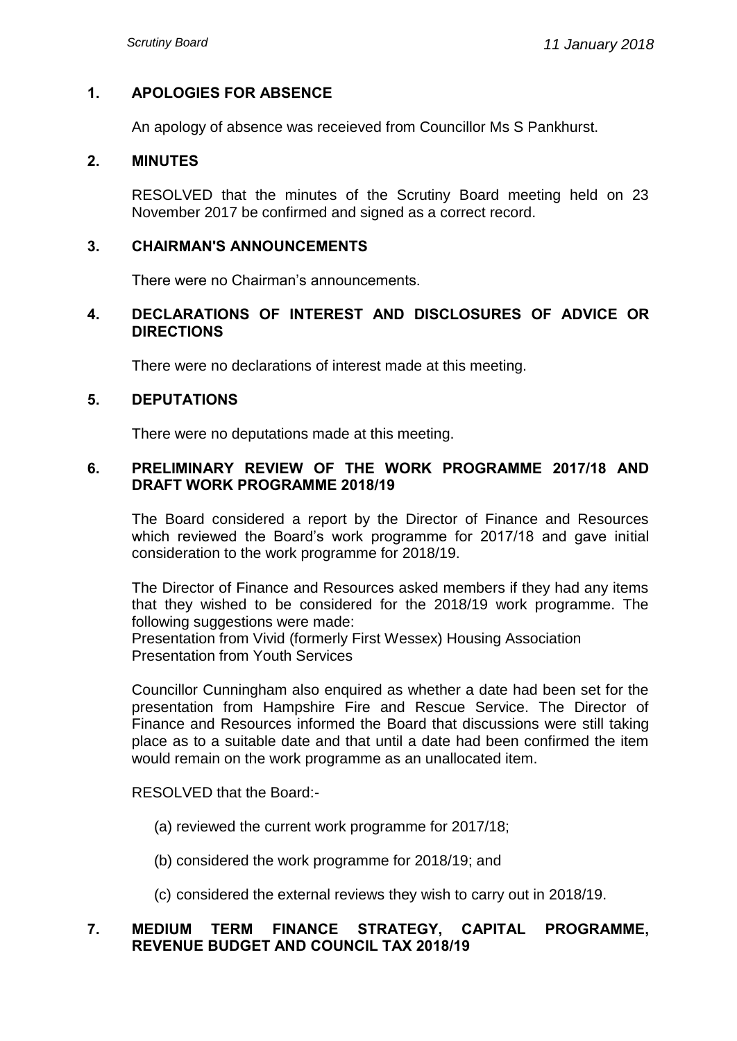## 1. APOLOGIES FOR ABSENCE

An apology of absence was receieved from Councillor Ms S Pankhurst.

## 2. MINUTES

RESOLVED that the minutes of the Scrutiny Board meeting held on 23 November 2017 be confirmed and signed as a correct record.

## 3. CHAIRMAN'S ANNOUNCEMENTS

There were no Chairman's announcements.

## 4. DECLARATIONS OF INTEREST AND DISCLOSURES OF ADVICE OR DIRECTIONS

There were no declarations of interest made at this meeting.

## 5. DEPUTATIONS

There were no deputations made at this meeting.

## 6. PRELIMINARY REVIEW OF THE WORK PROGRAMME 2017/18 AND DRAFT WORK PROGRAMME 2018/19

The Board considered a report by the Director of Finance and Resources which reviewed the Board's work programme for 2017/18 and gave initial consideration to the work programme for 2018/19.

The Director of Finance and Resources asked members if they had any items that they wished to be considered for the 2018/19 work programme. The following suggestions were made:
Presentation from Vivid (formerly First Wessex) Housing Association
Presentation from Youth Services

Councillor Cunningham also enquired as whether a date had been set for the presentation from Hampshire Fire and Rescue Service. The Director of Finance and Resources informed the Board that discussions were still taking place as to a suitable date and that until a date had been confirmed the item would remain on the work programme as an unallocated item.

RESOLVED that the Board:-

(a) reviewed the current work programme for 2017/18;

(b) considered the work programme for 2018/19; and

(c) considered the external reviews they wish to carry out in 2018/19.

## 7. MEDIUM TERM FINANCE STRATEGY, CAPITAL PROGRAMME, REVENUE BUDGET AND COUNCIL TAX 2018/19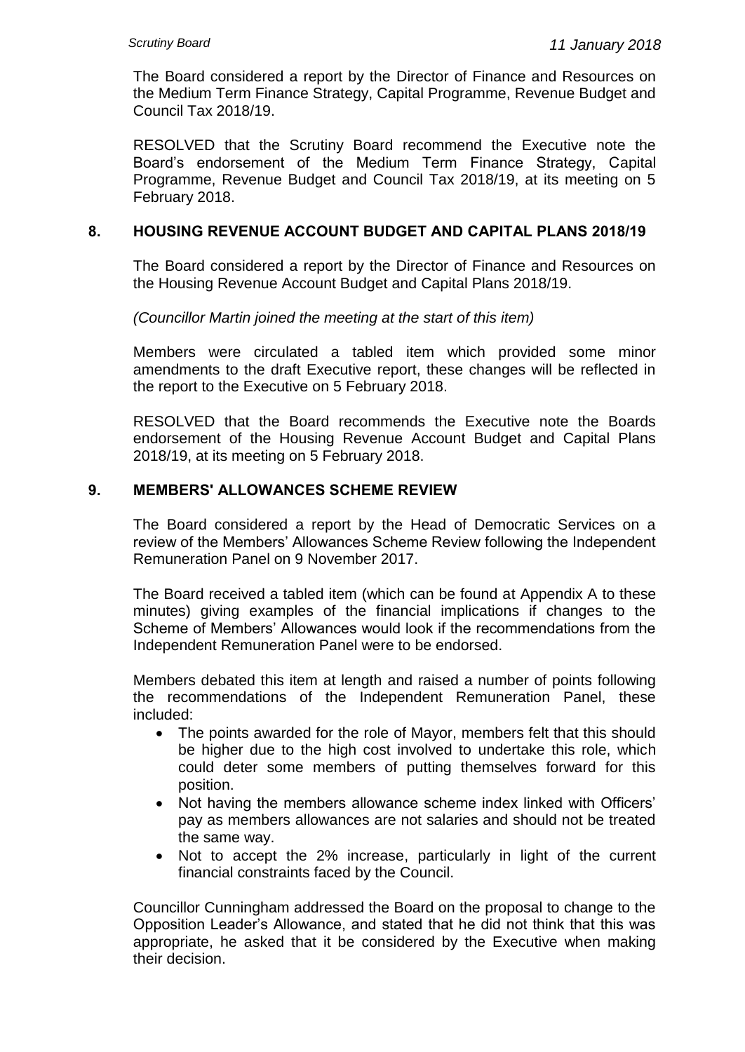The Board considered a report by the Director of Finance and Resources on the Medium Term Finance Strategy, Capital Programme, Revenue Budget and Council Tax 2018/19.

RESOLVED that the Scrutiny Board recommend the Executive note the Board's endorsement of the Medium Term Finance Strategy, Capital Programme, Revenue Budget and Council Tax 2018/19, at its meeting on 5 February 2018.

## 8. HOUSING REVENUE ACCOUNT BUDGET AND CAPITAL PLANS 2018/19

The Board considered a report by the Director of Finance and Resources on the Housing Revenue Account Budget and Capital Plans 2018/19.

*(Councillor Martin joined the meeting at the start of this item)*

Members were circulated a tabled item which provided some minor amendments to the draft Executive report, these changes will be reflected in the report to the Executive on 5 February 2018.

RESOLVED that the Board recommends the Executive note the Boards endorsement of the Housing Revenue Account Budget and Capital Plans 2018/19, at its meeting on 5 February 2018.

## 9. MEMBERS' ALLOWANCES SCHEME REVIEW

The Board considered a report by the Head of Democratic Services on a review of the Members' Allowances Scheme Review following the Independent Remuneration Panel on 9 November 2017.

The Board received a tabled item (which can be found at Appendix A to these minutes) giving examples of the financial implications if changes to the Scheme of Members' Allowances would look if the recommendations from the Independent Remuneration Panel were to be endorsed.

Members debated this item at length and raised a number of points following the recommendations of the Independent Remuneration Panel, these included:

- The points awarded for the role of Mayor, members felt that this should be higher due to the high cost involved to undertake this role, which could deter some members of putting themselves forward for this position.
- Not having the members allowance scheme index linked with Officers' pay as members allowances are not salaries and should not be treated the same way.
- Not to accept the 2% increase, particularly in light of the current financial constraints faced by the Council.

Councillor Cunningham addressed the Board on the proposal to change to the Opposition Leader's Allowance, and stated that he did not think that this was appropriate, he asked that it be considered by the Executive when making their decision.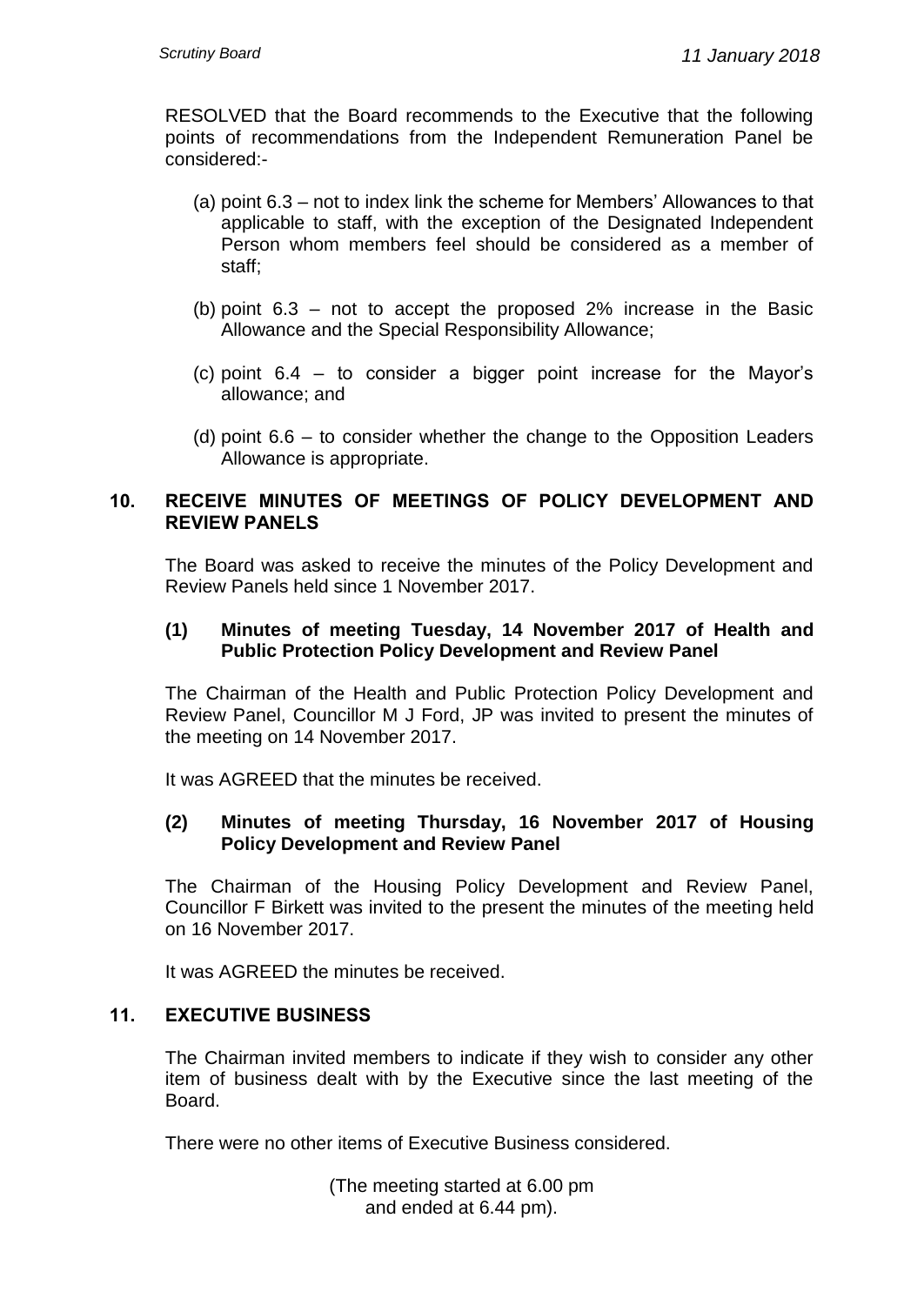RESOLVED that the Board recommends to the Executive that the following points of recommendations from the Independent Remuneration Panel be considered:-

(a) point 6.3 – not to index link the scheme for Members' Allowances to that applicable to staff, with the exception of the Designated Independent Person whom members feel should be considered as a member of staff;

(b) point 6.3 – not to accept the proposed 2% increase in the Basic Allowance and the Special Responsibility Allowance;

(c) point 6.4 – to consider a bigger point increase for the Mayor's allowance; and

(d) point 6.6 – to consider whether the change to the Opposition Leaders Allowance is appropriate.

## 10. RECEIVE MINUTES OF MEETINGS OF POLICY DEVELOPMENT AND REVIEW PANELS

The Board was asked to receive the minutes of the Policy Development and Review Panels held since 1 November 2017.

### (1) Minutes of meeting Tuesday, 14 November 2017 of Health and Public Protection Policy Development and Review Panel

The Chairman of the Health and Public Protection Policy Development and Review Panel, Councillor M J Ford, JP was invited to present the minutes of the meeting on 14 November 2017.

It was AGREED that the minutes be received.

### (2) Minutes of meeting Thursday, 16 November 2017 of Housing Policy Development and Review Panel

The Chairman of the Housing Policy Development and Review Panel, Councillor F Birkett was invited to the present the minutes of the meeting held on 16 November 2017.

It was AGREED the minutes be received.

## 11. EXECUTIVE BUSINESS

The Chairman invited members to indicate if they wish to consider any other item of business dealt with by the Executive since the last meeting of the Board.

There were no other items of Executive Business considered.

(The meeting started at 6.00 pm
and ended at 6.44 pm).